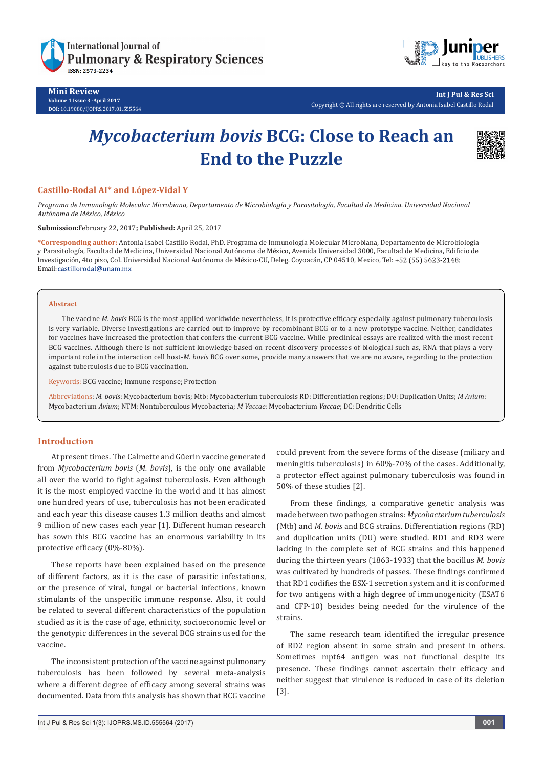Mini Review
Volume 1 Issue 3 -April 2017
DOI: 10.19080/IJOPRS.2017.01.555564

Copyright © All rights are reserved by Antonia Isabel Castillo Rodal

# *Mycobacterium bovis* BCG: Close to Reach an End to the Puzzle

**Castillo-Rodal AI\* and López-Vidal Y**

*Programa de Inmunología Molecular Microbiana, Departamento de Microbiología y Parasitología, Facultad de Medicina. Universidad Nacional Autónoma de México, México*

**Submission:** February 22, 2017**; Published:** April 25, 2017

**\*Corresponding author:** Antonia Isabel Castillo Rodal, PhD. Programa de Inmunología Molecular Microbiana, Departamento de Microbiología y Parasitología, Facultad de Medicina, Universidad Nacional Autónoma de México, Avenida Universidad 3000, Facultad de Medicina, Edificio de Investigación, 4to piso, Col. Universidad Nacional Autónoma de México-CU, Deleg. Coyoacán, CP 04510, Mexico, Tel: +52 (55) 5623-2148; Email: castillorodal@unam.mx

## Abstract

The vaccine *M. bovis* BCG is the most applied worldwide nevertheless, it is protective efficacy especially against pulmonary tuberculosis is very variable. Diverse investigations are carried out to improve by recombinant BCG or to a new prototype vaccine. Neither, candidates for vaccines have increased the protection that confers the current BCG vaccine. While preclinical essays are realized with the most recent BCG vaccines. Although there is not sufficient knowledge based on recent discovery processes of biological such as, RNA that plays a very important role in the interaction cell host-*M. bovis* BCG over some, provide many answers that we are no aware, regarding to the protection against tuberculosis due to BCG vaccination.

Keywords: BCG vaccine; Immune response; Protection

Abbreviations: *M. bovis*: Mycobacterium bovis; Mtb: Mycobacterium tuberculosis RD: Differentiation regions; DU: Duplication Units; *M Avium*: Mycobacterium *Avium*; NTM: Nontuberculous Mycobacteria; *M Vaccae*: Mycobacterium *Vaccae*; DC: Dendritic Cells

## Introduction

At present times. The Calmette and Güerin vaccine generated from *Mycobacterium bovis* (*M. bovis*), is the only one available all over the world to fight against tuberculosis. Even although it is the most employed vaccine in the world and it has almost one hundred years of use, tuberculosis has not been eradicated and each year this disease causes 1.3 million deaths and almost 9 million of new cases each year [1]. Different human research has sown this BCG vaccine has an enormous variability in its protective efficacy (0%-80%).

These reports have been explained based on the presence of different factors, as it is the case of parasitic infestations, or the presence of viral, fungal or bacterial infections, known stimulants of the unspecific immune response. Also, it could be related to several different characteristics of the population studied as it is the case of age, ethnicity, socioeconomic level or the genotypic differences in the several BCG strains used for the vaccine.

The inconsistent protection of the vaccine against pulmonary tuberculosis has been followed by several meta-analysis where a different degree of efficacy among several strains was documented. Data from this analysis has shown that BCG vaccine could prevent from the severe forms of the disease (miliary and meningitis tuberculosis) in 60%-70% of the cases. Additionally, a protector effect against pulmonary tuberculosis was found in 50% of these studies [2].

From these findings, a comparative genetic analysis was made between two pathogen strains: *Mycobacterium tuberculosis* (Mtb) and *M. bovis* and BCG strains. Differentiation regions (RD) and duplication units (DU) were studied. RD1 and RD3 were lacking in the complete set of BCG strains and this happened during the thirteen years (1863-1933) that the bacillus *M. bovis* was cultivated by hundreds of passes. These findings confirmed that RD1 codifies the ESX-1 secretion system and it is conformed for two antigens with a high degree of immunogenicity (ESAT6 and CFP-10) besides being needed for the virulence of the strains.

The same research team identified the irregular presence of RD2 region absent in some strain and present in others. Sometimes mpt64 antigen was not functional despite its presence. These findings cannot ascertain their efficacy and neither suggest that virulence is reduced in case of its deletion [3].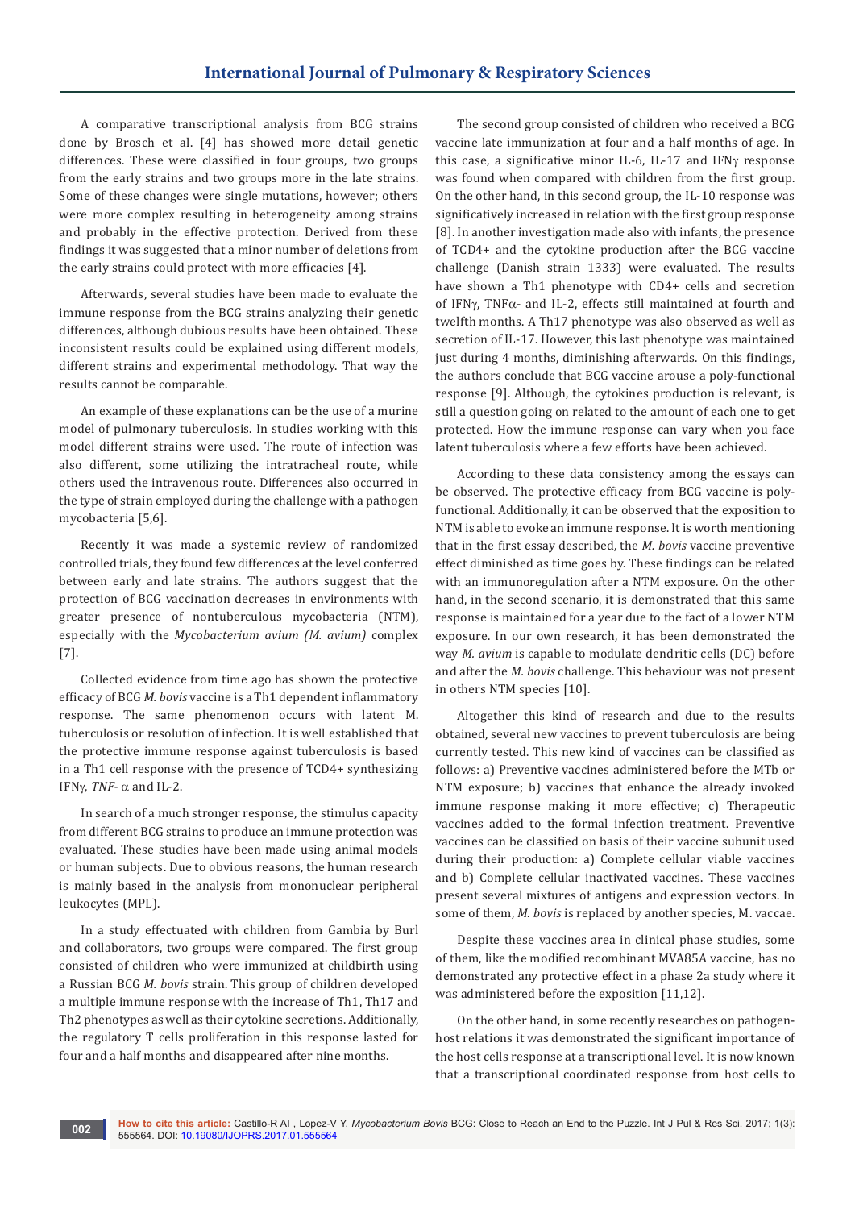A comparative transcriptional analysis from BCG strains done by Brosch et al. [4] has showed more detail genetic differences. These were classified in four groups, two groups from the early strains and two groups more in the late strains. Some of these changes were single mutations, however; others were more complex resulting in heterogeneity among strains and probably in the effective protection. Derived from these findings it was suggested that a minor number of deletions from the early strains could protect with more efficacies [4].

Afterwards, several studies have been made to evaluate the immune response from the BCG strains analyzing their genetic differences, although dubious results have been obtained. These inconsistent results could be explained using different models, different strains and experimental methodology. That way the results cannot be comparable.

An example of these explanations can be the use of a murine model of pulmonary tuberculosis. In studies working with this model different strains were used. The route of infection was also different, some utilizing the intratracheal route, while others used the intravenous route. Differences also occurred in the type of strain employed during the challenge with a pathogen mycobacteria [5,6].

Recently it was made a systemic review of randomized controlled trials, they found few differences at the level conferred between early and late strains. The authors suggest that the protection of BCG vaccination decreases in environments with greater presence of nontuberculous mycobacteria (NTM), especially with the *Mycobacterium avium (M. avium)* complex [7].

Collected evidence from time ago has shown the protective efficacy of BCG *M. bovis* vaccine is a Th1 dependent inflammatory response. The same phenomenon occurs with latent M. tuberculosis or resolution of infection. It is well established that the protective immune response against tuberculosis is based in a Th1 cell response with the presence of TCD4+ synthesizing IFNγ, *TNF*- α and IL-2.

In search of a much stronger response, the stimulus capacity from different BCG strains to produce an immune protection was evaluated. These studies have been made using animal models or human subjects. Due to obvious reasons, the human research is mainly based in the analysis from mononuclear peripheral leukocytes (MPL).

In a study effectuated with children from Gambia by Burl and collaborators, two groups were compared. The first group consisted of children who were immunized at childbirth using a Russian BCG *M. bovis* strain. This group of children developed a multiple immune response with the increase of Th1, Th17 and Th2 phenotypes as well as their cytokine secretions. Additionally, the regulatory T cells proliferation in this response lasted for four and a half months and disappeared after nine months.

The second group consisted of children who received a BCG vaccine late immunization at four and a half months of age. In this case, a significative minor IL-6, IL-17 and IFNγ response was found when compared with children from the first group. On the other hand, in this second group, the IL-10 response was significatively increased in relation with the first group response [8]. In another investigation made also with infants, the presence of TCD4+ and the cytokine production after the BCG vaccine challenge (Danish strain 1333) were evaluated. The results have shown a Th1 phenotype with CD4+ cells and secretion of IFNγ, TNFα- and IL-2, effects still maintained at fourth and twelfth months. A Th17 phenotype was also observed as well as secretion of IL-17. However, this last phenotype was maintained just during 4 months, diminishing afterwards. On this findings, the authors conclude that BCG vaccine arouse a poly-functional response [9]. Although, the cytokines production is relevant, is still a question going on related to the amount of each one to get protected. How the immune response can vary when you face latent tuberculosis where a few efforts have been achieved.

According to these data consistency among the essays can be observed. The protective efficacy from BCG vaccine is poly-functional. Additionally, it can be observed that the exposition to NTM is able to evoke an immune response. It is worth mentioning that in the first essay described, the *M. bovis* vaccine preventive effect diminished as time goes by. These findings can be related with an immunoregulation after a NTM exposure. On the other hand, in the second scenario, it is demonstrated that this same response is maintained for a year due to the fact of a lower NTM exposure. In our own research, it has been demonstrated the way *M. avium* is capable to modulate dendritic cells (DC) before and after the *M. bovis* challenge. This behaviour was not present in others NTM species [10].

Altogether this kind of research and due to the results obtained, several new vaccines to prevent tuberculosis are being currently tested. This new kind of vaccines can be classified as follows: a) Preventive vaccines administered before the MTb or NTM exposure; b) vaccines that enhance the already invoked immune response making it more effective; c) Therapeutic vaccines added to the formal infection treatment. Preventive vaccines can be classified on basis of their vaccine subunit used during their production: a) Complete cellular viable vaccines and b) Complete cellular inactivated vaccines. These vaccines present several mixtures of antigens and expression vectors. In some of them, *M. bovis* is replaced by another species, M. vaccae.

Despite these vaccines area in clinical phase studies, some of them, like the modified recombinant MVA85A vaccine, has no demonstrated any protective effect in a phase 2a study where it was administered before the exposition [11,12].

On the other hand, in some recently researches on pathogen-host relations it was demonstrated the significant importance of the host cells response at a transcriptional level. It is now known that a transcriptional coordinated response from host cells to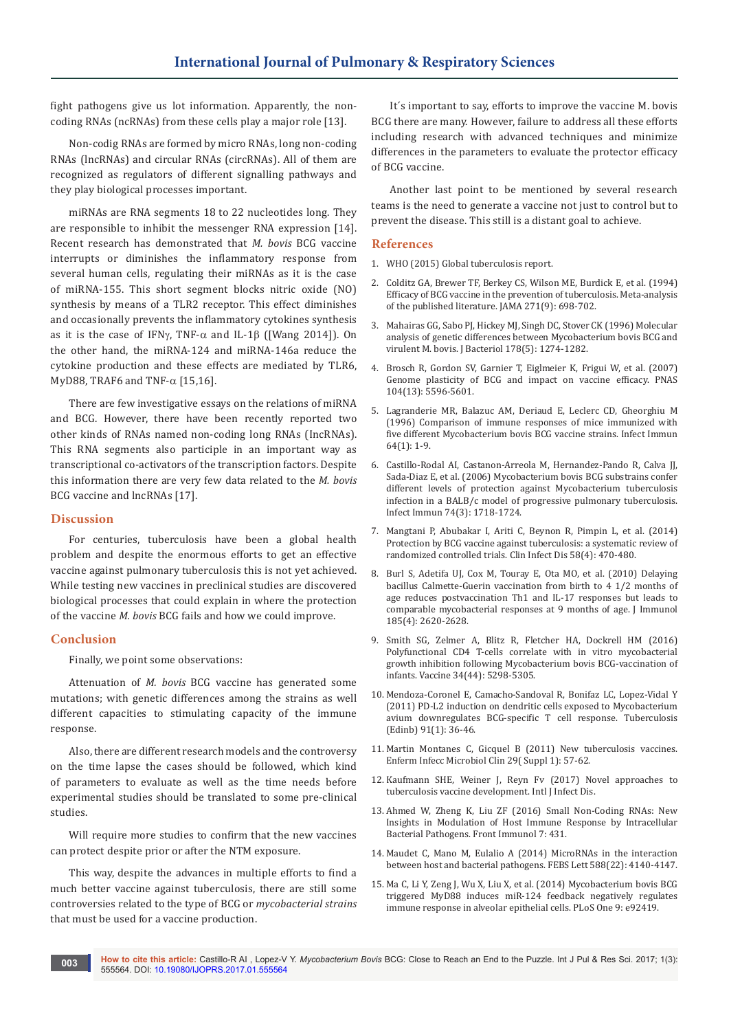fight pathogens give us lot information. Apparently, the non-coding RNAs (ncRNAs) from these cells play a major role [13].

Non-codig RNAs are formed by micro RNAs, long non-coding RNAs (lncRNAs) and circular RNAs (circRNAs). All of them are recognized as regulators of different signalling pathways and they play biological processes important.

miRNAs are RNA segments 18 to 22 nucleotides long. They are responsible to inhibit the messenger RNA expression [14]. Recent research has demonstrated that *M. bovis* BCG vaccine interrupts or diminishes the inflammatory response from several human cells, regulating their miRNAs as it is the case of miRNA-155. This short segment blocks nitric oxide (NO) synthesis by means of a TLR2 receptor. This effect diminishes and occasionally prevents the inflammatory cytokines synthesis as it is the case of IFNγ, TNF-α and IL-1β ([Wang 2014]). On the other hand, the miRNA-124 and miRNA-146a reduce the cytokine production and these effects are mediated by TLR6, MyD88, TRAF6 and TNF-α [15,16].

There are few investigative essays on the relations of miRNA and BCG. However, there have been recently reported two other kinds of RNAs named non-coding long RNAs (IncRNAs). This RNA segments also participle in an important way as transcriptional co-activators of the transcription factors. Despite this information there are very few data related to the *M. bovis* BCG vaccine and lncRNAs [17].

## Discussion

For centuries, tuberculosis have been a global health problem and despite the enormous efforts to get an effective vaccine against pulmonary tuberculosis this is not yet achieved. While testing new vaccines in preclinical studies are discovered biological processes that could explain in where the protection of the vaccine *M. bovis* BCG fails and how we could improve.

## Conclusion

Finally, we point some observations:

Attenuation of *M. bovis* BCG vaccine has generated some mutations; with genetic differences among the strains as well different capacities to stimulating capacity of the immune response.

Also, there are different research models and the controversy on the time lapse the cases should be followed, which kind of parameters to evaluate as well as the time needs before experimental studies should be translated to some pre-clinical studies.

Will require more studies to confirm that the new vaccines can protect despite prior or after the NTM exposure.

This way, despite the advances in multiple efforts to find a much better vaccine against tuberculosis, there are still some controversies related to the type of BCG or *mycobacterial strains* that must be used for a vaccine production.

It´s important to say, efforts to improve the vaccine M. bovis BCG there are many. However, failure to address all these efforts including research with advanced techniques and minimize differences in the parameters to evaluate the protector efficacy of BCG vaccine.

Another last point to be mentioned by several research teams is the need to generate a vaccine not just to control but to prevent the disease. This still is a distant goal to achieve.

## References

1. WHO (2015) Global tuberculosis report.
2. Colditz GA, Brewer TF, Berkey CS, Wilson ME, Burdick E, et al. (1994) Efficacy of BCG vaccine in the prevention of tuberculosis. Meta-analysis of the published literature. JAMA 271(9): 698-702.
3. Mahairas GG, Sabo PJ, Hickey MJ, Singh DC, Stover CK (1996) Molecular analysis of genetic differences between Mycobacterium bovis BCG and virulent M. bovis. J Bacteriol 178(5): 1274-1282.
4. Brosch R, Gordon SV, Garnier T, Eiglmeier K, Frigui W, et al. (2007) Genome plasticity of BCG and impact on vaccine efficacy. PNAS 104(13): 5596-5601.
5. Lagranderie MR, Balazuc AM, Deriaud E, Leclerc CD, Gheorghiu M (1996) Comparison of immune responses of mice immunized with five different Mycobacterium bovis BCG vaccine strains. Infect Immun 64(1): 1-9.
6. Castillo-Rodal AI, Castanon-Arreola M, Hernandez-Pando R, Calva JJ, Sada-Diaz E, et al. (2006) Mycobacterium bovis BCG substrains confer different levels of protection against Mycobacterium tuberculosis infection in a BALB/c model of progressive pulmonary tuberculosis. Infect Immun 74(3): 1718-1724.
7. Mangtani P, Abubakar I, Ariti C, Beynon R, Pimpin L, et al. (2014) Protection by BCG vaccine against tuberculosis: a systematic review of randomized controlled trials. Clin Infect Dis 58(4): 470-480.
8. Burl S, Adetifa UJ, Cox M, Touray E, Ota MO, et al. (2010) Delaying bacillus Calmette-Guerin vaccination from birth to 4 1/2 months of age reduces postvaccination Th1 and IL-17 responses but leads to comparable mycobacterial responses at 9 months of age. J Immunol 185(4): 2620-2628.
9. Smith SG, Zelmer A, Blitz R, Fletcher HA, Dockrell HM (2016) Polyfunctional CD4 T-cells correlate with in vitro mycobacterial growth inhibition following Mycobacterium bovis BCG-vaccination of infants. Vaccine 34(44): 5298-5305.
10. Mendoza-Coronel E, Camacho-Sandoval R, Bonifaz LC, Lopez-Vidal Y (2011) PD-L2 induction on dendritic cells exposed to Mycobacterium avium downregulates BCG-specific T cell response. Tuberculosis (Edinb) 91(1): 36-46.
11. Martin Montanes C, Gicquel B (2011) New tuberculosis vaccines. Enferm Infecc Microbiol Clin 29( Suppl 1): 57-62.
12. Kaufmann SHE, Weiner J, Reyn Fv (2017) Novel approaches to tuberculosis vaccine development. Intl J Infect Dis.
13. Ahmed W, Zheng K, Liu ZF (2016) Small Non-Coding RNAs: New Insights in Modulation of Host Immune Response by Intracellular Bacterial Pathogens. Front Immunol 7: 431.
14. Maudet C, Mano M, Eulalio A (2014) MicroRNAs in the interaction between host and bacterial pathogens. FEBS Lett 588(22): 4140-4147.
15. Ma C, Li Y, Zeng J, Wu X, Liu X, et al. (2014) Mycobacterium bovis BCG triggered MyD88 induces miR-124 feedback negatively regulates immune response in alveolar epithelial cells. PLoS One 9: e92419.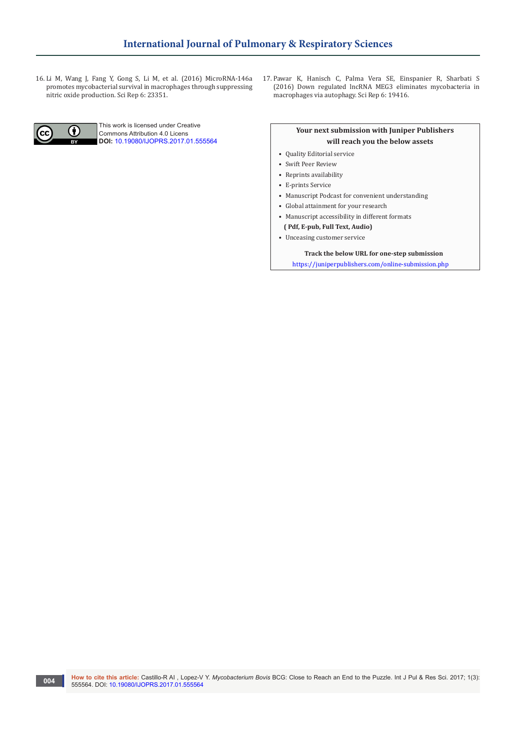16. Li M, Wang J, Fang Y, Gong S, Li M, et al. (2016) MicroRNA-146a promotes mycobacterial survival in macrophages through suppressing nitric oxide production. Sci Rep 6: 23351.

17. Pawar K, Hanisch C, Palma Vera SE, Einspanier R, Sharbati S (2016) Down regulated lncRNA MEG3 eliminates mycobacteria in macrophages via autophagy. Sci Rep 6: 19416.

This work is licensed under Creative Commons Attribution 4.0 Licens
**DOI:** 10.19080/IJOPRS.2017.01.555564

**Your next submission with Juniper Publishers will reach you the below assets**

- Quality Editorial service
- Swift Peer Review
- Reprints availability
- E-prints Service
- Manuscript Podcast for convenient understanding
- Global attainment for your research
- Manuscript accessibility in different formats
  **( Pdf, E-pub, Full Text, Audio)**
- Unceasing customer service

**Track the below URL for one-step submission**
https://juniperpublishers.com/online-submission.php

**How to cite this article:** Castillo-R Al , Lopez-V Y. *Mycobacterium Bovis* BCG: Close to Reach an End to the Puzzle. Int J Pul & Res Sci. 2017; 1(3): 555564. DOI: 10.19080/IJOPRS.2017.01.555564